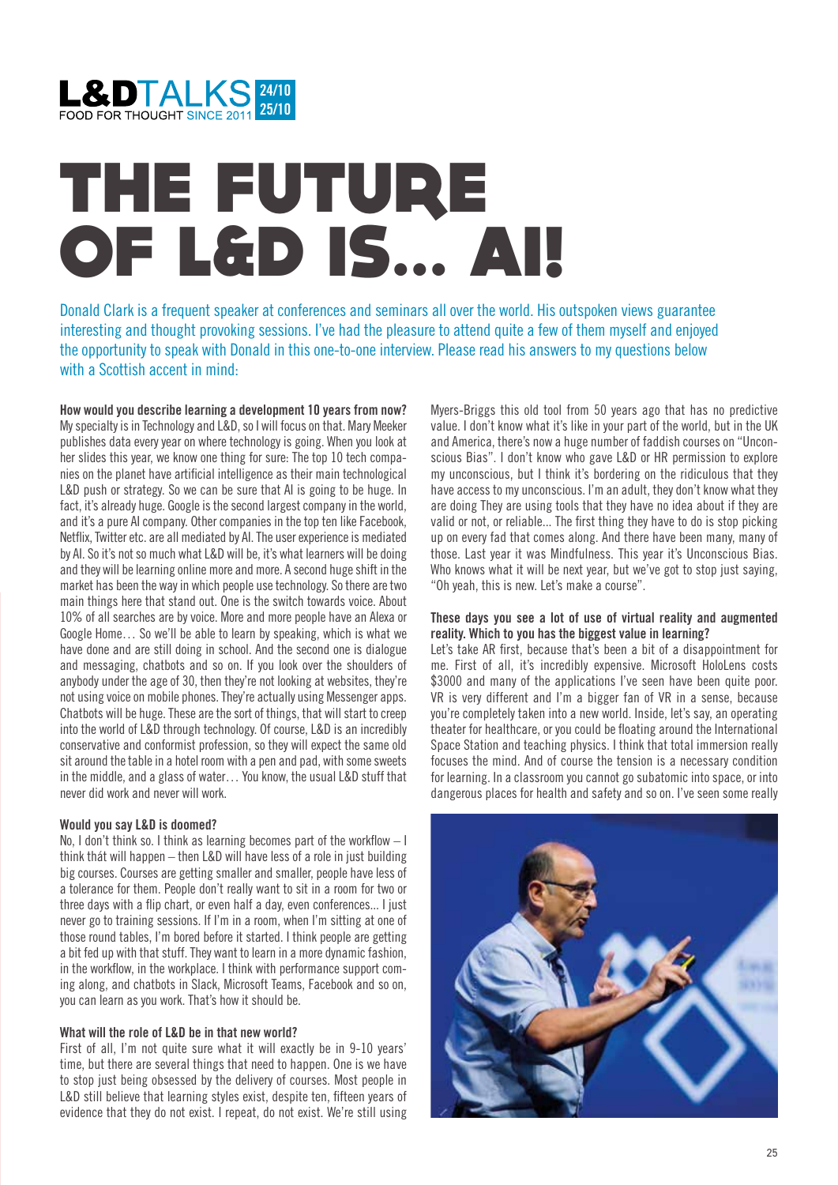L&DTALKS 24/10 25/10
FOOD FOR THOUGHT SINCE 2011

# THE FUTURE OF L&D IS... AI!

Donald Clark is a frequent speaker at conferences and seminars all over the world. His outspoken views guarantee interesting and thought provoking sessions. I've had the pleasure to attend quite a few of them myself and enjoyed the opportunity to speak with Donald in this one-to-one interview. Please read his answers to my questions below with a Scottish accent in mind:

**How would you describe learning a development 10 years from now?**
My specialty is in Technology and L&D, so I will focus on that. Mary Meeker publishes data every year on where technology is going. When you look at her slides this year, we know one thing for sure: The top 10 tech companies on the planet have artificial intelligence as their main technological L&D push or strategy. So we can be sure that AI is going to be huge. In fact, it's already huge. Google is the second largest company in the world, and it's a pure AI company. Other companies in the top ten like Facebook, Netflix, Twitter etc. are all mediated by AI. The user experience is mediated by AI. So it's not so much what L&D will be, it's what learners will be doing and they will be learning online more and more. A second huge shift in the market has been the way in which people use technology. So there are two main things here that stand out. One is the switch towards voice. About 10% of all searches are by voice. More and more people have an Alexa or Google Home… So we'll be able to learn by speaking, which is what we have done and are still doing in school. And the second one is dialogue and messaging, chatbots and so on. If you look over the shoulders of anybody under the age of 30, then they're not looking at websites, they're not using voice on mobile phones. They're actually using Messenger apps. Chatbots will be huge. These are the sort of things, that will start to creep into the world of L&D through technology. Of course, L&D is an incredibly conservative and conformist profession, so they will expect the same old sit around the table in a hotel room with a pen and pad, with some sweets in the middle, and a glass of water… You know, the usual L&D stuff that never did work and never will work.

**Would you say L&D is doomed?**
No, I don't think so. I think as learning becomes part of the workflow – I think thát will happen – then L&D will have less of a role in just building big courses. Courses are getting smaller and smaller, people have less of a tolerance for them. People don't really want to sit in a room for two or three days with a flip chart, or even half a day, even conferences... I just never go to training sessions. If I'm in a room, when I'm sitting at one of those round tables, I'm bored before it started. I think people are getting a bit fed up with that stuff. They want to learn in a more dynamic fashion, in the workflow, in the workplace. I think with performance support coming along, and chatbots in Slack, Microsoft Teams, Facebook and so on, you can learn as you work. That's how it should be.

**What will the role of L&D be in that new world?**
First of all, I'm not quite sure what it will exactly be in 9-10 years' time, but there are several things that need to happen. One is we have to stop just being obsessed by the delivery of courses. Most people in L&D still believe that learning styles exist, despite ten, fifteen years of evidence that they do not exist. I repeat, do not exist. We're still using Myers-Briggs this old tool from 50 years ago that has no predictive value. I don't know what it's like in your part of the world, but in the UK and America, there's now a huge number of faddish courses on "Unconscious Bias". I don't know who gave L&D or HR permission to explore my unconscious, but I think it's bordering on the ridiculous that they have access to my unconscious. I'm an adult, they don't know what they are doing They are using tools that they have no idea about if they are valid or not, or reliable... The first thing they have to do is stop picking up on every fad that comes along. And there have been many, many of those. Last year it was Mindfulness. This year it's Unconscious Bias. Who knows what it will be next year, but we've got to stop just saying, "Oh yeah, this is new. Let's make a course".

**These days you see a lot of use of virtual reality and augmented reality. Which to you has the biggest value in learning?**
Let's take AR first, because that's been a bit of a disappointment for me. First of all, it's incredibly expensive. Microsoft HoloLens costs \$3000 and many of the applications I've seen have been quite poor. VR is very different and I'm a bigger fan of VR in a sense, because you're completely taken into a new world. Inside, let's say, an operating theater for healthcare, or you could be floating around the International Space Station and teaching physics. I think that total immersion really focuses the mind. And of course the tension is a necessary condition for learning. In a classroom you cannot go subatomic into space, or into dangerous places for health and safety and so on. I've seen some really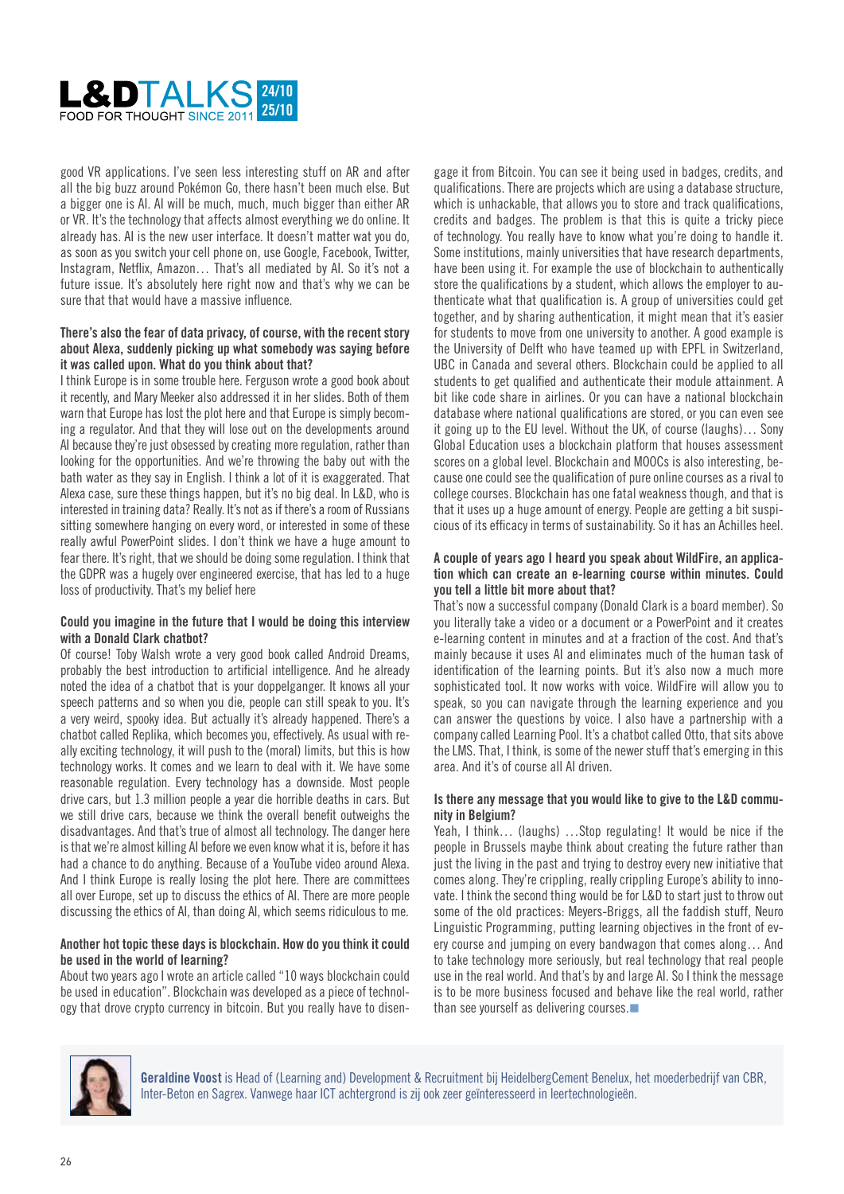good VR applications. I've seen less interesting stuff on AR and after all the big buzz around Pokémon Go, there hasn't been much else. But a bigger one is AI. AI will be much, much, much bigger than either AR or VR. It's the technology that affects almost everything we do online. It already has. AI is the new user interface. It doesn't matter wat you do, as soon as you switch your cell phone on, use Google, Facebook, Twitter, Instagram, Netflix, Amazon… That's all mediated by AI. So it's not a future issue. It's absolutely here right now and that's why we can be sure that that would have a massive influence.

**There's also the fear of data privacy, of course, with the recent story about Alexa, suddenly picking up what somebody was saying before it was called upon. What do you think about that?**

I think Europe is in some trouble here. Ferguson wrote a good book about it recently, and Mary Meeker also addressed it in her slides. Both of them warn that Europe has lost the plot here and that Europe is simply becoming a regulator. And that they will lose out on the developments around AI because they're just obsessed by creating more regulation, rather than looking for the opportunities. And we're throwing the baby out with the bath water as they say in English. I think a lot of it is exaggerated. That Alexa case, sure these things happen, but it's no big deal. In L&D, who is interested in training data? Really. It's not as if there's a room of Russians sitting somewhere hanging on every word, or interested in some of these really awful PowerPoint slides. I don't think we have a huge amount to fear there. It's right, that we should be doing some regulation. I think that the GDPR was a hugely over engineered exercise, that has led to a huge loss of productivity. That's my belief here

**Could you imagine in the future that I would be doing this interview with a Donald Clark chatbot?**

Of course! Toby Walsh wrote a very good book called Android Dreams, probably the best introduction to artificial intelligence. And he already noted the idea of a chatbot that is your doppelganger. It knows all your speech patterns and so when you die, people can still speak to you. It's a very weird, spooky idea. But actually it's already happened. There's a chatbot called Replika, which becomes you, effectively. As usual with really exciting technology, it will push to the (moral) limits, but this is how technology works. It comes and we learn to deal with it. We have some reasonable regulation. Every technology has a downside. Most people drive cars, but 1.3 million people a year die horrible deaths in cars. But we still drive cars, because we think the overall benefit outweighs the disadvantages. And that's true of almost all technology. The danger here is that we're almost killing AI before we even know what it is, before it has had a chance to do anything. Because of a YouTube video around Alexa. And I think Europe is really losing the plot here. There are committees all over Europe, set up to discuss the ethics of AI. There are more people discussing the ethics of AI, than doing AI, which seems ridiculous to me.

**Another hot topic these days is blockchain. How do you think it could be used in the world of learning?**

About two years ago I wrote an article called "10 ways blockchain could be used in education". Blockchain was developed as a piece of technology that drove crypto currency in bitcoin. But you really have to disengage it from Bitcoin. You can see it being used in badges, credits, and qualifications. There are projects which are using a database structure, which is unhackable, that allows you to store and track qualifications, credits and badges. The problem is that this is quite a tricky piece of technology. You really have to know what you're doing to handle it. Some institutions, mainly universities that have research departments, have been using it. For example the use of blockchain to authentically store the qualifications by a student, which allows the employer to authenticate what that qualification is. A group of universities could get together, and by sharing authentication, it might mean that it's easier for students to move from one university to another. A good example is the University of Delft who have teamed up with EPFL in Switzerland, UBC in Canada and several others. Blockchain could be applied to all students to get qualified and authenticate their module attainment. A bit like code share in airlines. Or you can have a national blockchain database where national qualifications are stored, or you can even see it going up to the EU level. Without the UK, of course (laughs)… Sony Global Education uses a blockchain platform that houses assessment scores on a global level. Blockchain and MOOCs is also interesting, because one could see the qualification of pure online courses as a rival to college courses. Blockchain has one fatal weakness though, and that is that it uses up a huge amount of energy. People are getting a bit suspicious of its efficacy in terms of sustainability. So it has an Achilles heel.

**A couple of years ago I heard you speak about WildFire, an application which can create an e-learning course within minutes. Could you tell a little bit more about that?**

That's now a successful company (Donald Clark is a board member). So you literally take a video or a document or a PowerPoint and it creates e-learning content in minutes and at a fraction of the cost. And that's mainly because it uses AI and eliminates much of the human task of identification of the learning points. But it's also now a much more sophisticated tool. It now works with voice. WildFire will allow you to speak, so you can navigate through the learning experience and you can answer the questions by voice. I also have a partnership with a company called Learning Pool. It's a chatbot called Otto, that sits above the LMS. That, I think, is some of the newer stuff that's emerging in this area. And it's of course all AI driven.

**Is there any message that you would like to give to the L&D community in Belgium?**

Yeah, I think… (laughs) …Stop regulating! It would be nice if the people in Brussels maybe think about creating the future rather than just the living in the past and trying to destroy every new initiative that comes along. They're crippling, really crippling Europe's ability to innovate. I think the second thing would be for L&D to start just to throw out some of the old practices: Meyers-Briggs, all the faddish stuff, Neuro Linguistic Programming, putting learning objectives in the front of every course and jumping on every bandwagon that comes along… And to take technology more seriously, but real technology that real people use in the real world. And that's by and large AI. So I think the message is to be more business focused and behave like the real world, rather than see yourself as delivering courses.■

**Geraldine Voost** is Head of (Learning and) Development & Recruitment bij HeidelbergCement Benelux, het moederbedrijf van CBR, Inter-Beton en Sagrex. Vanwege haar ICT achtergrond is zij ook zeer geïnteresseerd in leertechnologieën.